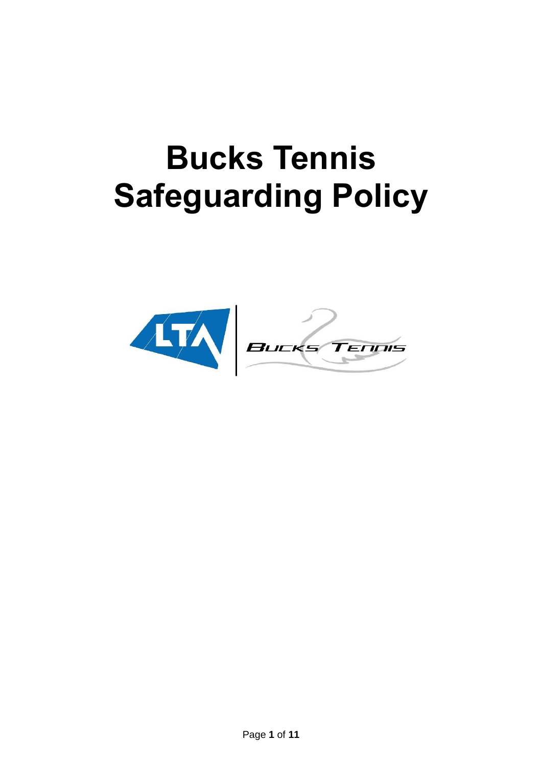# Bucks Tennis Safeguarding Policy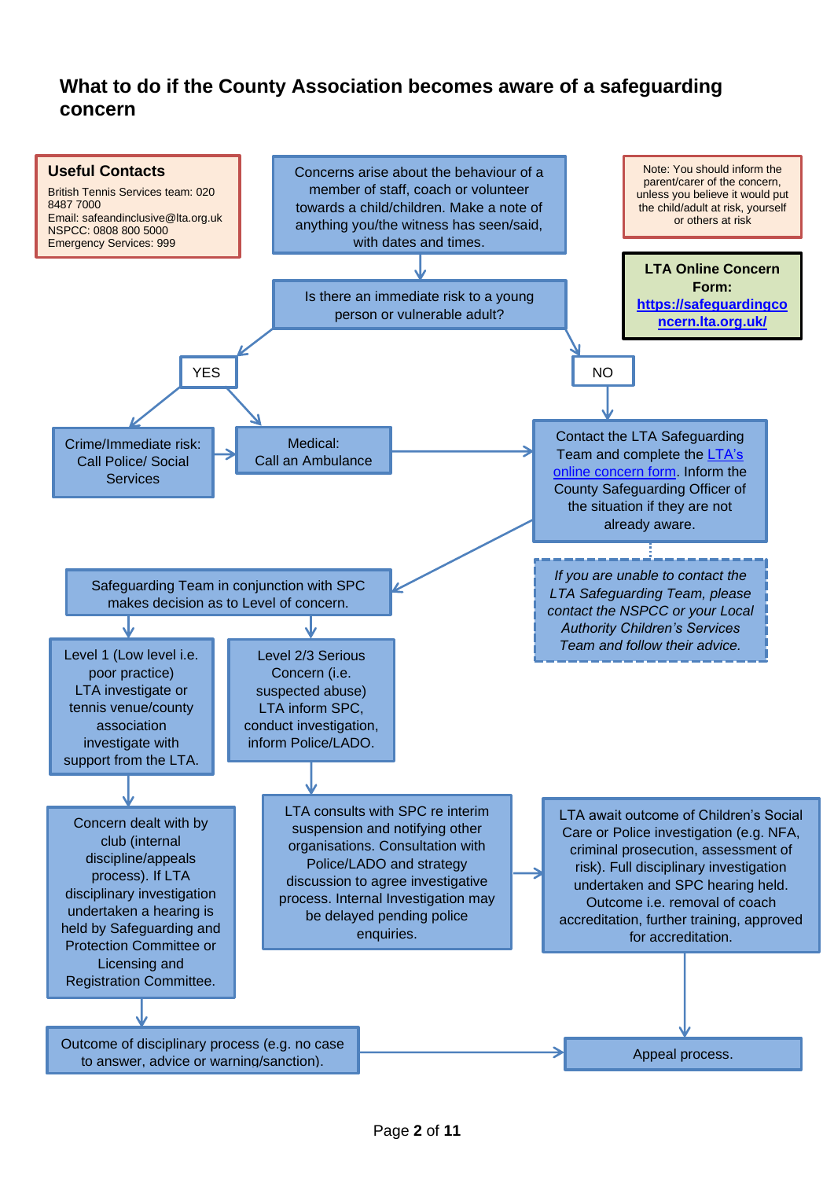## What to do if the County Association becomes aware of a safeguarding concern

**Useful Contacts**

British Tennis Services team: 020 8487 7000
Email: safeandinclusive@lta.org.uk
NSPCC: 0808 800 5000
Emergency Services: 999

Note: You should inform the parent/carer of the concern, unless you believe it would put the child/adult at risk, yourself or others at risk

**LTA Online Concern Form:**
**[https://safeguardingconcern.lta.org.uk/](https://safeguardingconcern.lta.org.uk/)**

Concerns arise about the behaviour of a member of staff, coach or volunteer towards a child/children. Make a note of anything you/the witness has seen/said, with dates and times.

Is there an immediate risk to a young person or vulnerable adult?

**YES**

- Crime/Immediate risk: Call Police/ Social Services
- Medical: Call an Ambulance

**NO**

- Contact the LTA Safeguarding Team and complete the LTA's online concern form. Inform the County Safeguarding Officer of the situation if they are not already aware.

*If you are unable to contact the LTA Safeguarding Team, please contact the NSPCC or your Local Authority Children's Services Team and follow their advice.*

Safeguarding Team in conjunction with SPC makes decision as to Level of concern.

**Level 1 (Low level i.e. poor practice)**
LTA investigate or tennis venue/county association investigate with support from the LTA.

→ Concern dealt with by club (internal discipline/appeals process). If LTA disciplinary investigation undertaken a hearing is held by Safeguarding and Protection Committee or Licensing and Registration Committee.

→ Outcome of disciplinary process (e.g. no case to answer, advice or warning/sanction).

→ Appeal process.

**Level 2/3 Serious Concern (i.e. suspected abuse)**
LTA inform SPC, conduct investigation, inform Police/LADO.

→ LTA consults with SPC re interim suspension and notifying other organisations. Consultation with Police/LADO and strategy discussion to agree investigative process. Internal Investigation may be delayed pending police enquiries.

→ LTA await outcome of Children's Social Care or Police investigation (e.g. NFA, criminal prosecution, assessment of risk). Full disciplinary investigation undertaken and SPC hearing held. Outcome i.e. removal of coach accreditation, further training, approved for accreditation.

→ Appeal process.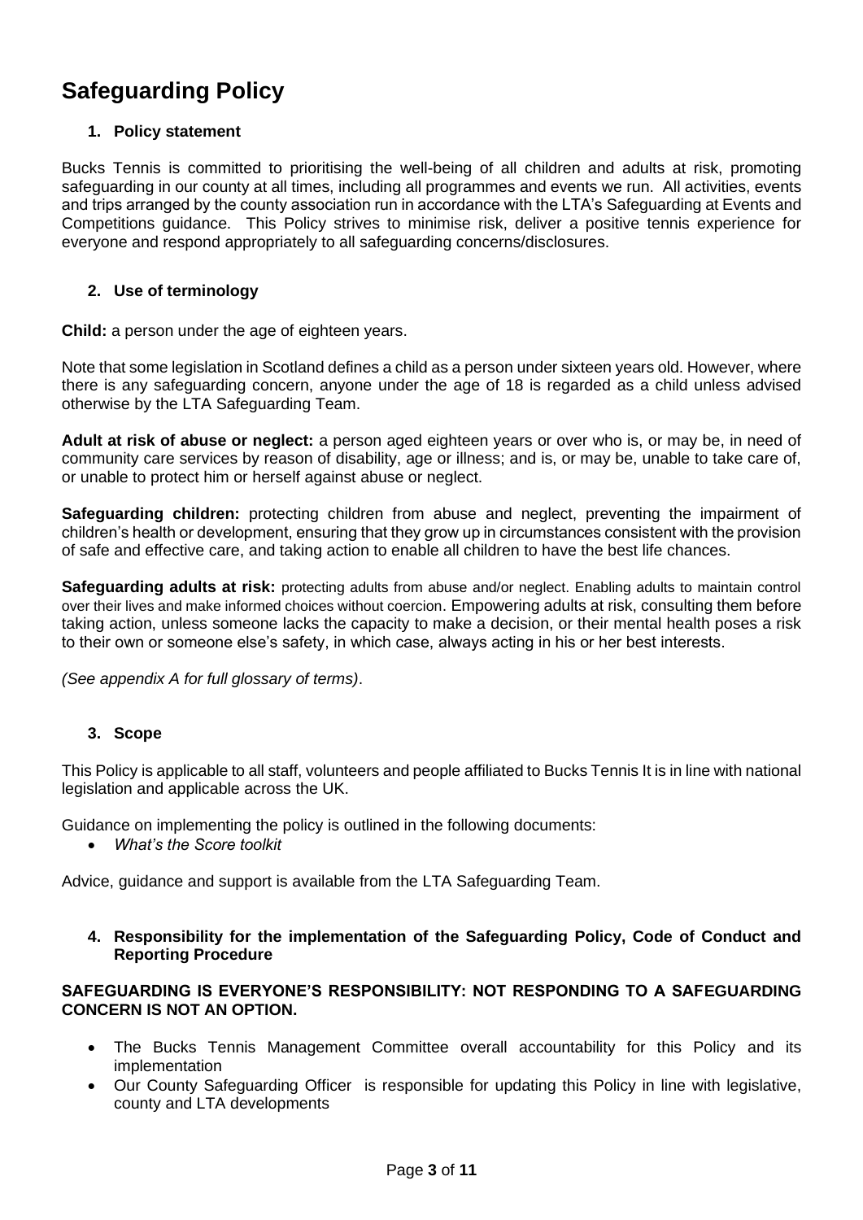# Safeguarding Policy

## 1. Policy statement

Bucks Tennis is committed to prioritising the well-being of all children and adults at risk, promoting safeguarding in our county at all times, including all programmes and events we run. All activities, events and trips arranged by the county association run in accordance with the LTA's Safeguarding at Events and Competitions guidance. This Policy strives to minimise risk, deliver a positive tennis experience for everyone and respond appropriately to all safeguarding concerns/disclosures.

## 2. Use of terminology

**Child:** a person under the age of eighteen years.

Note that some legislation in Scotland defines a child as a person under sixteen years old. However, where there is any safeguarding concern, anyone under the age of 18 is regarded as a child unless advised otherwise by the LTA Safeguarding Team.

**Adult at risk of abuse or neglect:** a person aged eighteen years or over who is, or may be, in need of community care services by reason of disability, age or illness; and is, or may be, unable to take care of, or unable to protect him or herself against abuse or neglect.

**Safeguarding children:** protecting children from abuse and neglect, preventing the impairment of children's health or development, ensuring that they grow up in circumstances consistent with the provision of safe and effective care, and taking action to enable all children to have the best life chances.

**Safeguarding adults at risk:** protecting adults from abuse and/or neglect. Enabling adults to maintain control over their lives and make informed choices without coercion. Empowering adults at risk, consulting them before taking action, unless someone lacks the capacity to make a decision, or their mental health poses a risk to their own or someone else's safety, in which case, always acting in his or her best interests.

*(See appendix A for full glossary of terms)*.

## 3. Scope

This Policy is applicable to all staff, volunteers and people affiliated to Bucks Tennis It is in line with national legislation and applicable across the UK.

Guidance on implementing the policy is outlined in the following documents:

- *What's the Score toolkit*

Advice, guidance and support is available from the LTA Safeguarding Team.

## 4. Responsibility for the implementation of the Safeguarding Policy, Code of Conduct and Reporting Procedure

**SAFEGUARDING IS EVERYONE'S RESPONSIBILITY: NOT RESPONDING TO A SAFEGUARDING CONCERN IS NOT AN OPTION.**

- The Bucks Tennis Management Committee overall accountability for this Policy and its implementation
- Our County Safeguarding Officer is responsible for updating this Policy in line with legislative, county and LTA developments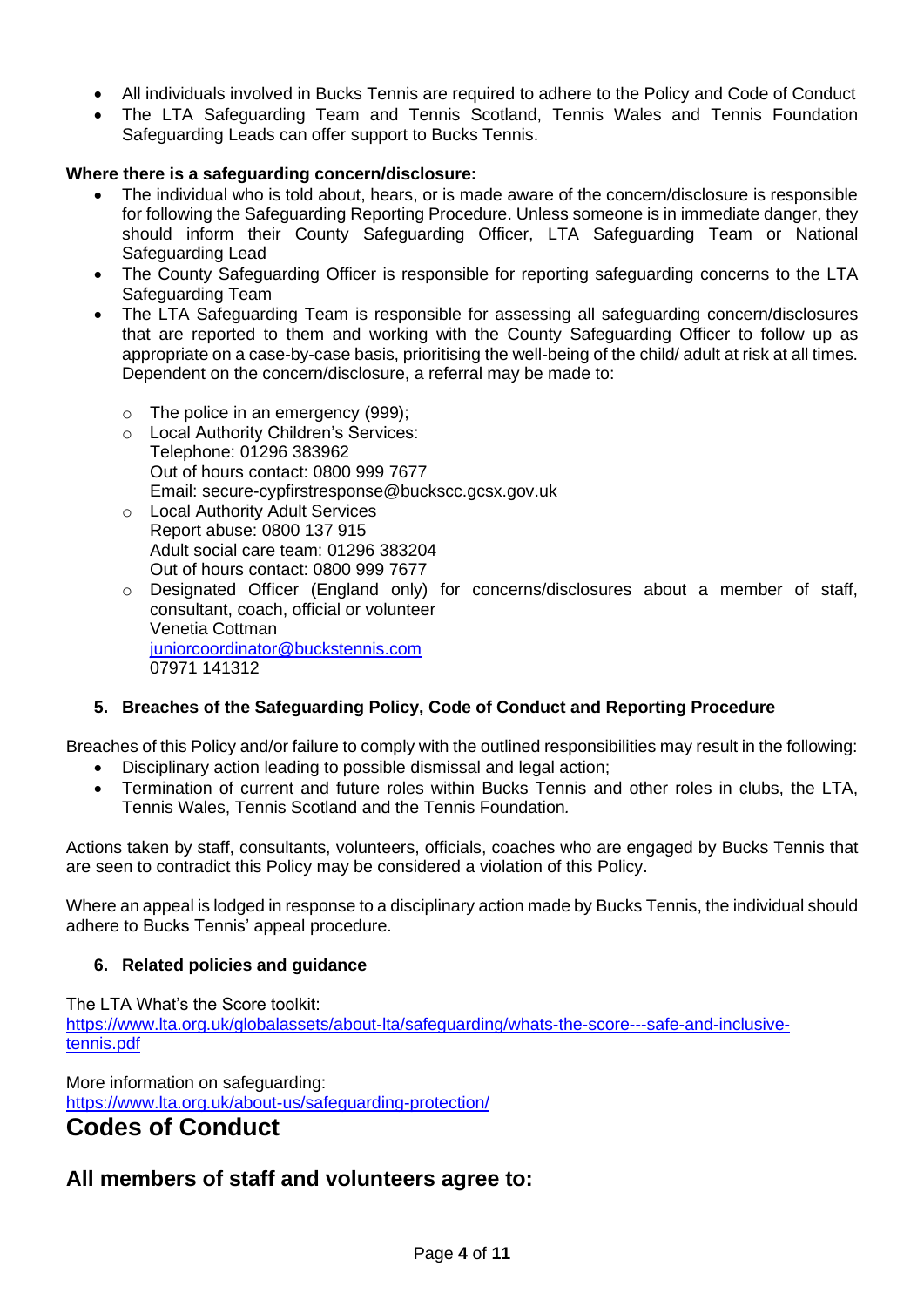- All individuals involved in Bucks Tennis are required to adhere to the Policy and Code of Conduct
- The LTA Safeguarding Team and Tennis Scotland, Tennis Wales and Tennis Foundation Safeguarding Leads can offer support to Bucks Tennis.

**Where there is a safeguarding concern/disclosure:**

- The individual who is told about, hears, or is made aware of the concern/disclosure is responsible for following the Safeguarding Reporting Procedure. Unless someone is in immediate danger, they should inform their County Safeguarding Officer, LTA Safeguarding Team or National Safeguarding Lead
- The County Safeguarding Officer is responsible for reporting safeguarding concerns to the LTA Safeguarding Team
- The LTA Safeguarding Team is responsible for assessing all safeguarding concern/disclosures that are reported to them and working with the County Safeguarding Officer to follow up as appropriate on a case-by-case basis, prioritising the well-being of the child/ adult at risk at all times. Dependent on the concern/disclosure, a referral may be made to:
    - The police in an emergency (999);
    - Local Authority Children's Services:
      Telephone: 01296 383962
      Out of hours contact: 0800 999 7677
      Email: secure-cypfirstresponse@buckscc.gcsx.gov.uk
    - Local Authority Adult Services
      Report abuse: 0800 137 915
      Adult social care team: 01296 383204
      Out of hours contact: 0800 999 7677
    - Designated Officer (England only) for concerns/disclosures about a member of staff, consultant, coach, official or volunteer
      Venetia Cottman
      juniorcoordinator@buckstennis.com
      07971 141312

### 5. Breaches of the Safeguarding Policy, Code of Conduct and Reporting Procedure

Breaches of this Policy and/or failure to comply with the outlined responsibilities may result in the following:

- Disciplinary action leading to possible dismissal and legal action;
- Termination of current and future roles within Bucks Tennis and other roles in clubs, the LTA, Tennis Wales, Tennis Scotland and the Tennis Foundation.

Actions taken by staff, consultants, volunteers, officials, coaches who are engaged by Bucks Tennis that are seen to contradict this Policy may be considered a violation of this Policy.

Where an appeal is lodged in response to a disciplinary action made by Bucks Tennis, the individual should adhere to Bucks Tennis' appeal procedure.

### 6. Related policies and guidance

The LTA What's the Score toolkit:
https://www.lta.org.uk/globalassets/about-lta/safeguarding/whats-the-score---safe-and-inclusive-tennis.pdf

More information on safeguarding:
https://www.lta.org.uk/about-us/safeguarding-protection/

# Codes of Conduct

## All members of staff and volunteers agree to: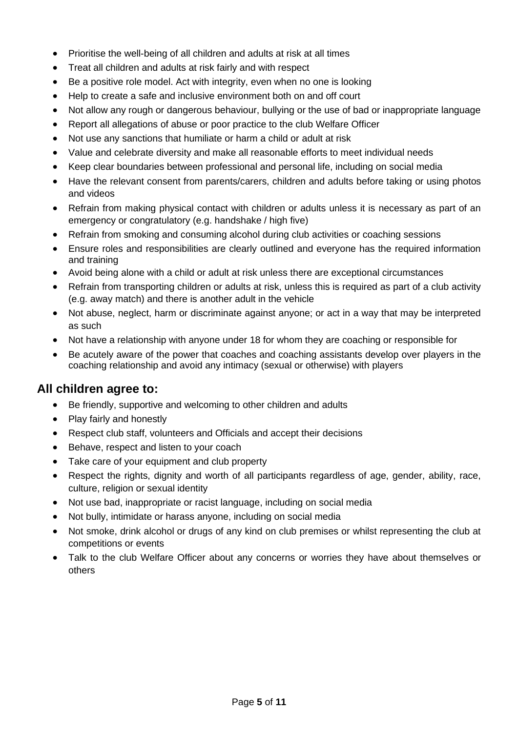- Prioritise the well-being of all children and adults at risk at all times
- Treat all children and adults at risk fairly and with respect
- Be a positive role model. Act with integrity, even when no one is looking
- Help to create a safe and inclusive environment both on and off court
- Not allow any rough or dangerous behaviour, bullying or the use of bad or inappropriate language
- Report all allegations of abuse or poor practice to the club Welfare Officer
- Not use any sanctions that humiliate or harm a child or adult at risk
- Value and celebrate diversity and make all reasonable efforts to meet individual needs
- Keep clear boundaries between professional and personal life, including on social media
- Have the relevant consent from parents/carers, children and adults before taking or using photos and videos
- Refrain from making physical contact with children or adults unless it is necessary as part of an emergency or congratulatory (e.g. handshake / high five)
- Refrain from smoking and consuming alcohol during club activities or coaching sessions
- Ensure roles and responsibilities are clearly outlined and everyone has the required information and training
- Avoid being alone with a child or adult at risk unless there are exceptional circumstances
- Refrain from transporting children or adults at risk, unless this is required as part of a club activity (e.g. away match) and there is another adult in the vehicle
- Not abuse, neglect, harm or discriminate against anyone; or act in a way that may be interpreted as such
- Not have a relationship with anyone under 18 for whom they are coaching or responsible for
- Be acutely aware of the power that coaches and coaching assistants develop over players in the coaching relationship and avoid any intimacy (sexual or otherwise) with players

## All children agree to:

- Be friendly, supportive and welcoming to other children and adults
- Play fairly and honestly
- Respect club staff, volunteers and Officials and accept their decisions
- Behave, respect and listen to your coach
- Take care of your equipment and club property
- Respect the rights, dignity and worth of all participants regardless of age, gender, ability, race, culture, religion or sexual identity
- Not use bad, inappropriate or racist language, including on social media
- Not bully, intimidate or harass anyone, including on social media
- Not smoke, drink alcohol or drugs of any kind on club premises or whilst representing the club at competitions or events
- Talk to the club Welfare Officer about any concerns or worries they have about themselves or others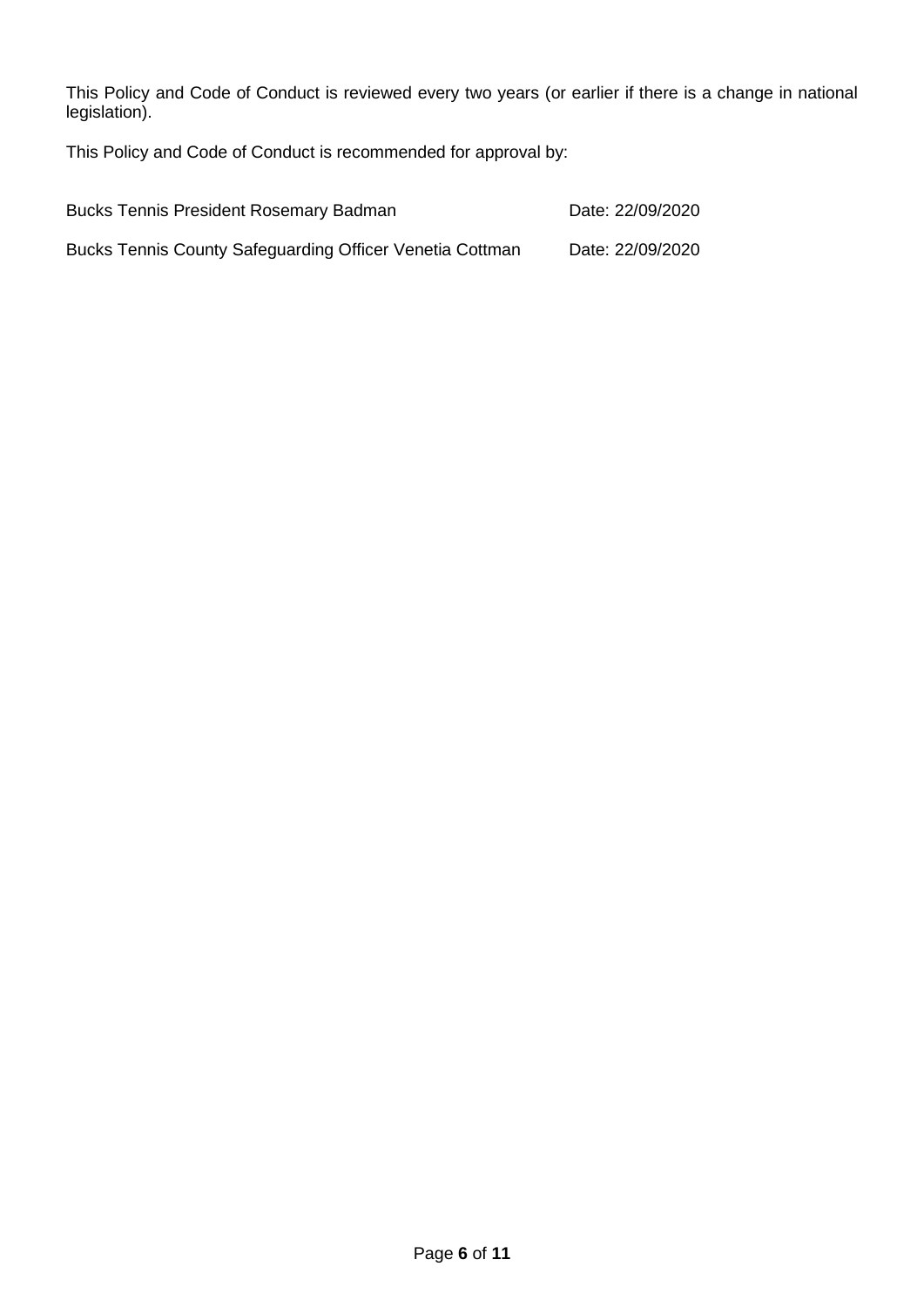This Policy and Code of Conduct is reviewed every two years (or earlier if there is a change in national legislation).

This Policy and Code of Conduct is recommended for approval by:

| | |
|---|---|
| Bucks Tennis President Rosemary Badman | Date: 22/09/2020 |
| Bucks Tennis County Safeguarding Officer Venetia Cottman | Date: 22/09/2020 |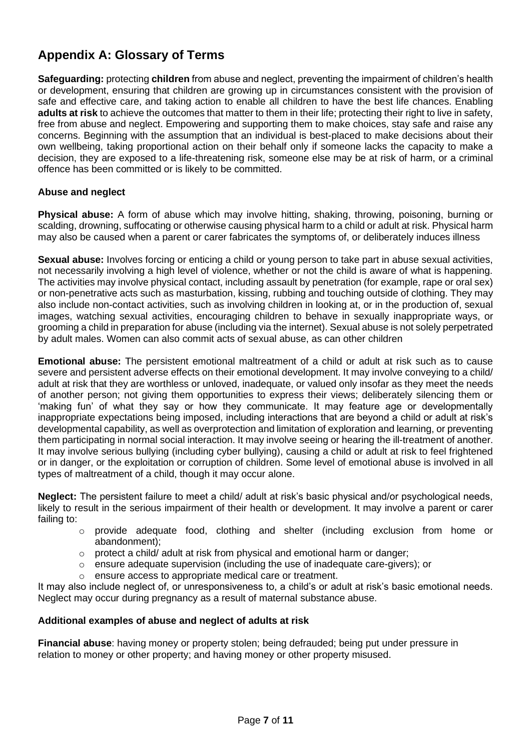## Appendix A: Glossary of Terms

**Safeguarding:** protecting **children** from abuse and neglect, preventing the impairment of children's health or development, ensuring that children are growing up in circumstances consistent with the provision of safe and effective care, and taking action to enable all children to have the best life chances. Enabling **adults at risk** to achieve the outcomes that matter to them in their life; protecting their right to live in safety, free from abuse and neglect. Empowering and supporting them to make choices, stay safe and raise any concerns. Beginning with the assumption that an individual is best-placed to make decisions about their own wellbeing, taking proportional action on their behalf only if someone lacks the capacity to make a decision, they are exposed to a life-threatening risk, someone else may be at risk of harm, or a criminal offence has been committed or is likely to be committed.

### Abuse and neglect

**Physical abuse:** A form of abuse which may involve hitting, shaking, throwing, poisoning, burning or scalding, drowning, suffocating or otherwise causing physical harm to a child or adult at risk. Physical harm may also be caused when a parent or carer fabricates the symptoms of, or deliberately induces illness

**Sexual abuse:** Involves forcing or enticing a child or young person to take part in abuse sexual activities, not necessarily involving a high level of violence, whether or not the child is aware of what is happening. The activities may involve physical contact, including assault by penetration (for example, rape or oral sex) or non-penetrative acts such as masturbation, kissing, rubbing and touching outside of clothing. They may also include non-contact activities, such as involving children in looking at, or in the production of, sexual images, watching sexual activities, encouraging children to behave in sexually inappropriate ways, or grooming a child in preparation for abuse (including via the internet). Sexual abuse is not solely perpetrated by adult males. Women can also commit acts of sexual abuse, as can other children

**Emotional abuse:** The persistent emotional maltreatment of a child or adult at risk such as to cause severe and persistent adverse effects on their emotional development. It may involve conveying to a child/ adult at risk that they are worthless or unloved, inadequate, or valued only insofar as they meet the needs of another person; not giving them opportunities to express their views; deliberately silencing them or 'making fun' of what they say or how they communicate. It may feature age or developmentally inappropriate expectations being imposed, including interactions that are beyond a child or adult at risk's developmental capability, as well as overprotection and limitation of exploration and learning, or preventing them participating in normal social interaction. It may involve seeing or hearing the ill-treatment of another. It may involve serious bullying (including cyber bullying), causing a child or adult at risk to feel frightened or in danger, or the exploitation or corruption of children. Some level of emotional abuse is involved in all types of maltreatment of a child, though it may occur alone.

**Neglect:** The persistent failure to meet a child/ adult at risk's basic physical and/or psychological needs, likely to result in the serious impairment of their health or development. It may involve a parent or carer failing to:

- provide adequate food, clothing and shelter (including exclusion from home or abandonment);
- protect a child/ adult at risk from physical and emotional harm or danger;
- ensure adequate supervision (including the use of inadequate care-givers); or
- ensure access to appropriate medical care or treatment.

It may also include neglect of, or unresponsiveness to, a child's or adult at risk's basic emotional needs. Neglect may occur during pregnancy as a result of maternal substance abuse.

### Additional examples of abuse and neglect of adults at risk

**Financial abuse**: having money or property stolen; being defrauded; being put under pressure in relation to money or other property; and having money or other property misused.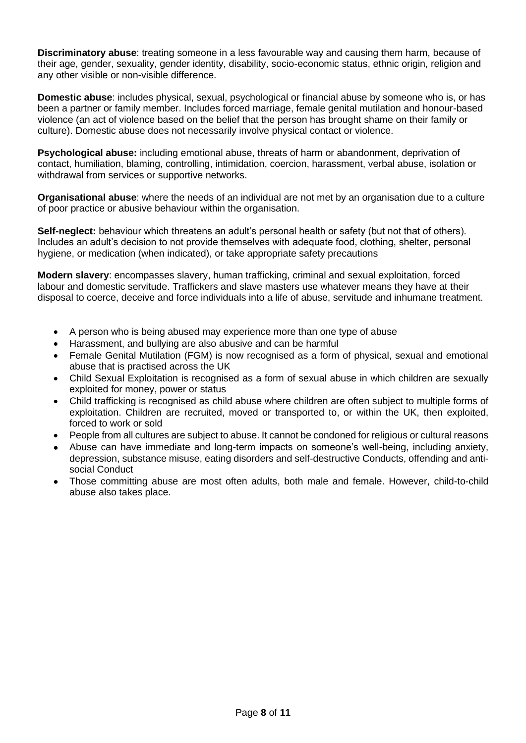**Discriminatory abuse**: treating someone in a less favourable way and causing them harm, because of their age, gender, sexuality, gender identity, disability, socio-economic status, ethnic origin, religion and any other visible or non-visible difference.

**Domestic abuse**: includes physical, sexual, psychological or financial abuse by someone who is, or has been a partner or family member. Includes forced marriage, female genital mutilation and honour-based violence (an act of violence based on the belief that the person has brought shame on their family or culture). Domestic abuse does not necessarily involve physical contact or violence.

**Psychological abuse:** including emotional abuse, threats of harm or abandonment, deprivation of contact, humiliation, blaming, controlling, intimidation, coercion, harassment, verbal abuse, isolation or withdrawal from services or supportive networks.

**Organisational abuse**: where the needs of an individual are not met by an organisation due to a culture of poor practice or abusive behaviour within the organisation.

**Self-neglect:** behaviour which threatens an adult's personal health or safety (but not that of others). Includes an adult's decision to not provide themselves with adequate food, clothing, shelter, personal hygiene, or medication (when indicated), or take appropriate safety precautions

**Modern slavery**: encompasses slavery, human trafficking, criminal and sexual exploitation, forced labour and domestic servitude. Traffickers and slave masters use whatever means they have at their disposal to coerce, deceive and force individuals into a life of abuse, servitude and inhumane treatment.

- A person who is being abused may experience more than one type of abuse
- Harassment, and bullying are also abusive and can be harmful
- Female Genital Mutilation (FGM) is now recognised as a form of physical, sexual and emotional abuse that is practised across the UK
- Child Sexual Exploitation is recognised as a form of sexual abuse in which children are sexually exploited for money, power or status
- Child trafficking is recognised as child abuse where children are often subject to multiple forms of exploitation. Children are recruited, moved or transported to, or within the UK, then exploited, forced to work or sold
- People from all cultures are subject to abuse. It cannot be condoned for religious or cultural reasons
- Abuse can have immediate and long-term impacts on someone's well-being, including anxiety, depression, substance misuse, eating disorders and self-destructive Conducts, offending and anti-social Conduct
- Those committing abuse are most often adults, both male and female. However, child-to-child abuse also takes place.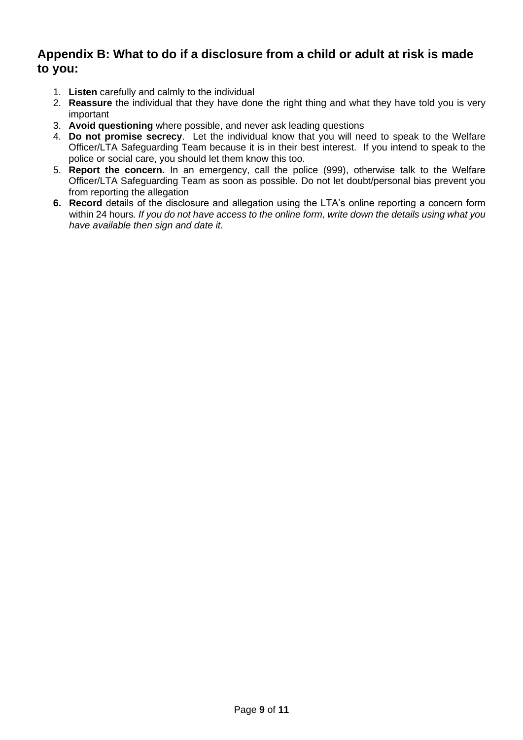## Appendix B: What to do if a disclosure from a child or adult at risk is made to you:

1. **Listen** carefully and calmly to the individual
2. **Reassure** the individual that they have done the right thing and what they have told you is very important
3. **Avoid questioning** where possible, and never ask leading questions
4. **Do not promise secrecy**. Let the individual know that you will need to speak to the Welfare Officer/LTA Safeguarding Team because it is in their best interest. If you intend to speak to the police or social care, you should let them know this too.
5. **Report the concern.** In an emergency, call the police (999), otherwise talk to the Welfare Officer/LTA Safeguarding Team as soon as possible. Do not let doubt/personal bias prevent you from reporting the allegation
6. **Record** details of the disclosure and allegation using the LTA's online reporting a concern form within 24 hours*. If you do not have access to the online form, write down the details using what you have available then sign and date it.*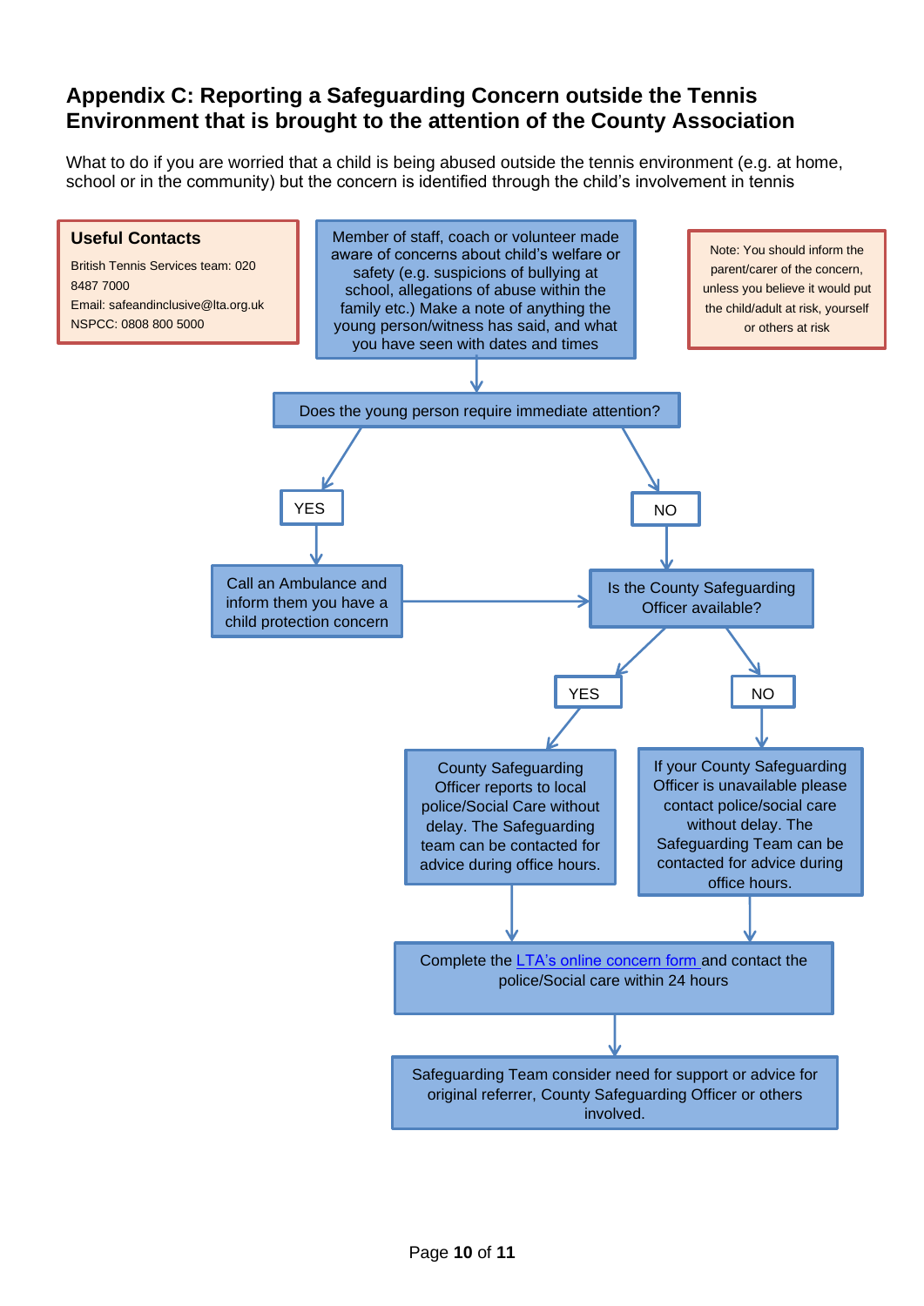## Appendix C: Reporting a Safeguarding Concern outside the Tennis Environment that is brought to the attention of the County Association

What to do if you are worried that a child is being abused outside the tennis environment (e.g. at home, school or in the community) but the concern is identified through the child's involvement in tennis

**Useful Contacts**

British Tennis Services team: 020 8487 7000

Email: safeandinclusive@lta.org.uk

NSPCC: 0808 800 5000

Note: You should inform the parent/carer of the concern, unless you believe it would put the child/adult at risk, yourself or others at risk

Member of staff, coach or volunteer made aware of concerns about child's welfare or safety (e.g. suspicions of bullying at school, allegations of abuse within the family etc.) Make a note of anything the young person/witness has said, and what you have seen with dates and times

Does the young person require immediate attention?

- **YES** → Call an Ambulance and inform them you have a child protection concern → Is the County Safeguarding Officer available?
- **NO** → Is the County Safeguarding Officer available?

Is the County Safeguarding Officer available?

- **YES** → County Safeguarding Officer reports to local police/Social Care without delay. The Safeguarding team can be contacted for advice during office hours.
- **NO** → If your County Safeguarding Officer is unavailable please contact police/social care without delay. The Safeguarding Team can be contacted for advice during office hours.

Complete the LTA's online concern form and contact the police/Social care within 24 hours

Safeguarding Team consider need for support or advice for original referrer, County Safeguarding Officer or others involved.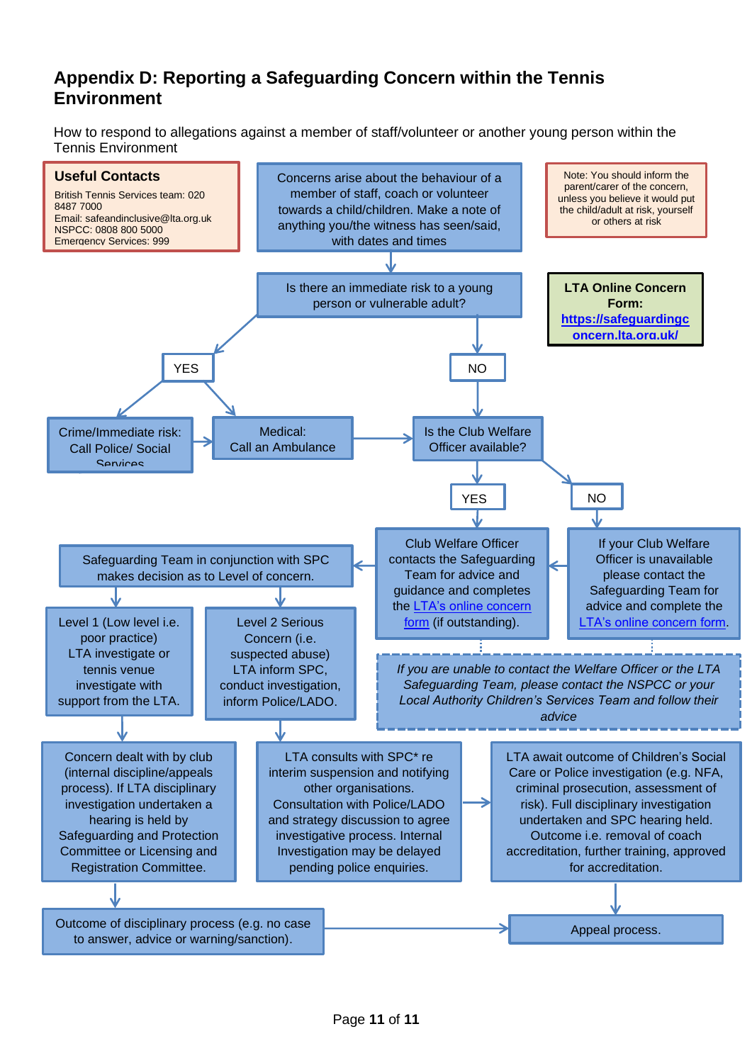## Appendix D: Reporting a Safeguarding Concern within the Tennis Environment

How to respond to allegations against a member of staff/volunteer or another young person within the Tennis Environment

**Useful Contacts**

British Tennis Services team: 020 8487 7000
Email: safeandinclusive@lta.org.uk
NSPCC: 0808 800 5000
Emergency Services: 999

Concerns arise about the behaviour of a member of staff, coach or volunteer towards a child/children. Make a note of anything you/the witness has seen/said, with dates and times

Note: You should inform the parent/carer of the concern, unless you believe it would put the child/adult at risk, yourself or others at risk

Is there an immediate risk to a young person or vulnerable adult?

**LTA Online Concern Form:**
**https://safeguardingconcern.lta.org.uk/**

YES

Crime/Immediate risk: Call Police/ Social Services

Medical: Call an Ambulance

NO

Is the Club Welfare Officer available?

YES

Club Welfare Officer contacts the Safeguarding Team for advice and guidance and completes the LTA's online concern form (if outstanding).

NO

If your Club Welfare Officer is unavailable please contact the Safeguarding Team for advice and complete the LTA's online concern form.

*If you are unable to contact the Welfare Officer or the LTA Safeguarding Team, please contact the NSPCC or your Local Authority Children's Services Team and follow their advice*

Safeguarding Team in conjunction with SPC makes decision as to Level of concern.

Level 1 (Low level i.e. poor practice) LTA investigate or tennis venue investigate with support from the LTA.

Level 2 Serious Concern (i.e. suspected abuse) LTA inform SPC, conduct investigation, inform Police/LADO.

Concern dealt with by club (internal discipline/appeals process). If LTA disciplinary investigation undertaken a hearing is held by Safeguarding and Protection Committee or Licensing and Registration Committee.

LTA consults with SPC* re interim suspension and notifying other organisations. Consultation with Police/LADO and strategy discussion to agree investigative process. Internal Investigation may be delayed pending police enquiries.

LTA await outcome of Children's Social Care or Police investigation (e.g. NFA, criminal prosecution, assessment of risk). Full disciplinary investigation undertaken and SPC hearing held. Outcome i.e. removal of coach accreditation, further training, approved for accreditation.

Outcome of disciplinary process (e.g. no case to answer, advice or warning/sanction).

Appeal process.